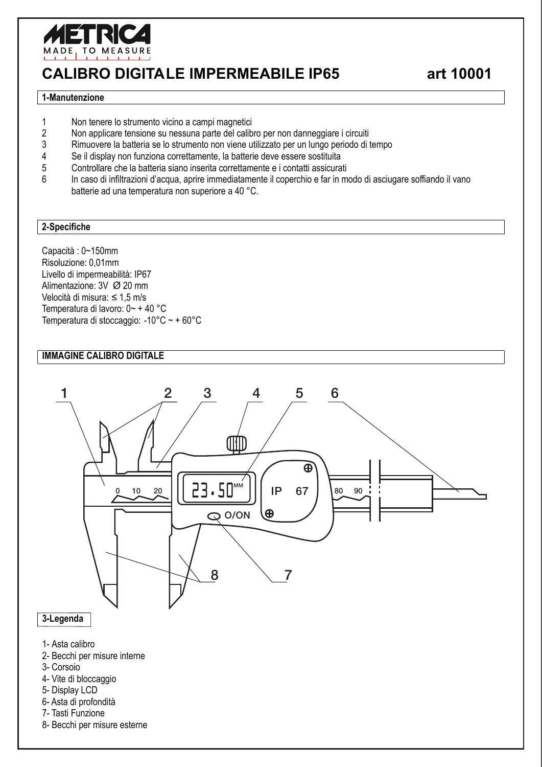METRICA
MADE TO MEASURE

# CALIBRO DIGITALE IMPERMEABILE IP65 art 10001

## 1-Manutenzione

1. Non tenere lo strumento vicino a campi magnetici
2. Non applicare tensione su nessuna parte del calibro per non danneggiare i circuiti
3. Rimuovere la batteria se lo strumento non viene utilizzato per un lungo periodo di tempo
4. Se il display non funziona correttamente, la batterie deve essere sostituita
5. Controllare che la batteria siano inserita correttamente e i contatti assicurati
6. In caso di infiltrazioni d'acqua, aprire immediatamente il coperchio e far in modo di asciugare soffiando il vano batterie ad una temperatura non superiore a 40 °C.

## 2-Specifiche

Capacità : 0~150mm
Risoluzione: 0,01mm
Livello di impermeabilità: IP67
Alimentazione: 3V Ø 20 mm
Velocità di misura: ≤ 1,5 m/s
Temperatura di lavoro: 0~ + 40 °C
Temperatura di stoccaggio: -10°C ~ + 60°C

## IMMAGINE CALIBRO DIGITALE

## 3-Legenda

1- Asta calibro
2- Becchi per misure interne
3- Corsoio
4- Vite di bloccaggio
5- Display LCD
6- Asta di profondità
7- Tasti Funzione
8- Becchi per misure esterne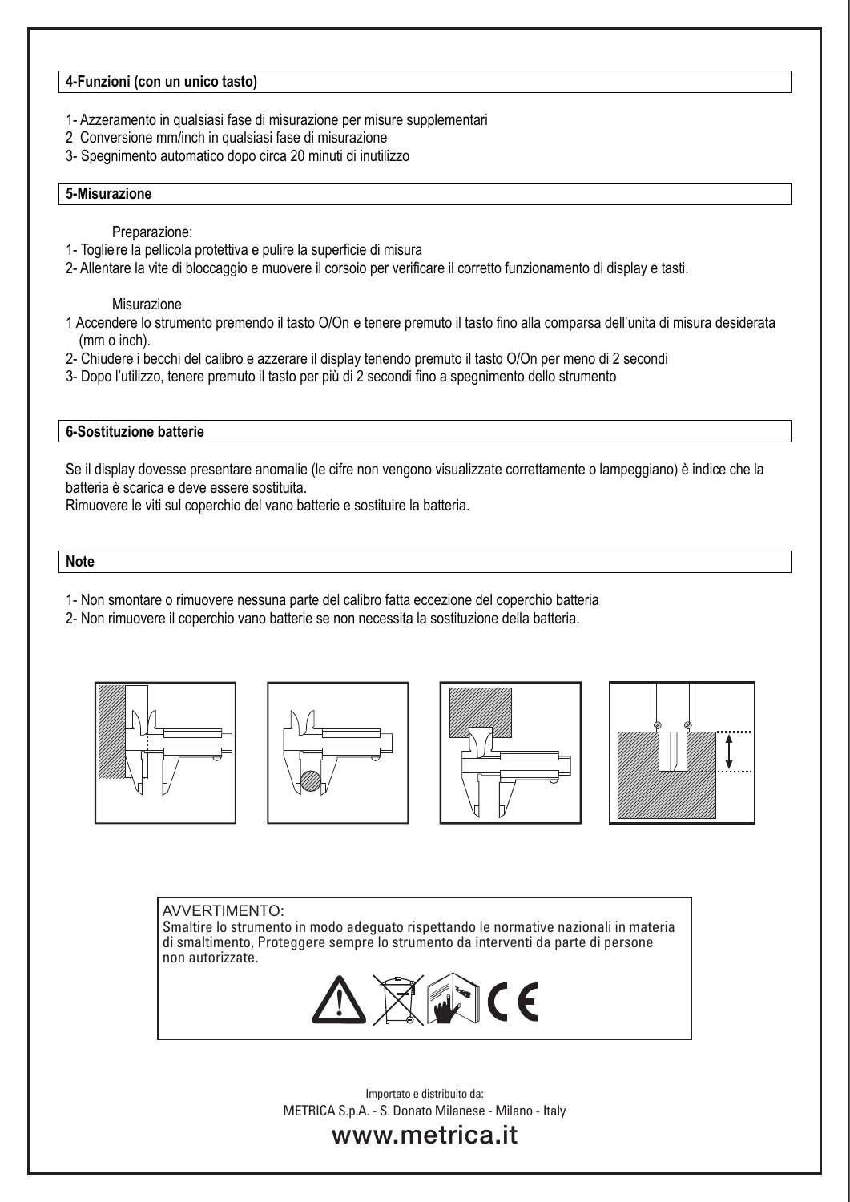## 4-Funzioni (con un unico tasto)

1- Azzeramento in qualsiasi fase di misurazione per misure supplementari
2 Conversione mm/inch in qualsiasi fase di misurazione
3- Spegnimento automatico dopo circa 20 minuti di inutilizzo

## 5-Misurazione

Preparazione:

1- Toglie re la pellicola protettiva e pulire la superficie di misura
2- Allentare la vite di bloccaggio e muovere il corsoio per verificare il corretto funzionamento di display e tasti.

Misurazione

1 Accendere lo strumento premendo il tasto O/On e tenere premuto il tasto fino alla comparsa dell'unita di misura desiderata (mm o inch).
2- Chiudere i becchi del calibro e azzerare il display tenendo premuto il tasto O/On per meno di 2 secondi
3- Dopo l'utilizzo, tenere premuto il tasto per più di 2 secondi fino a spegnimento dello strumento

## 6-Sostituzione batterie

Se il display dovesse presentare anomalie (le cifre non vengono visualizzate correttamente o lampeggiano) è indice che la batteria è scarica e deve essere sostituita.
Rimuovere le viti sul coperchio del vano batterie e sostituire la batteria.

## Note

1- Non smontare o rimuovere nessuna parte del calibro fatta eccezione del coperchio batteria
2- Non rimuovere il coperchio vano batterie se non necessita la sostituzione della batteria.

AVVERTIMENTO:
Smaltire lo strumento in modo adeguato rispettando le normative nazionali in materia di smaltimento, Proteggere sempre lo strumento da interventi da parte di persone non autorizzate.

Importato e distribuito da:
METRICA S.p.A. - S. Donato Milanese - Milano - Italy

www.metrica.it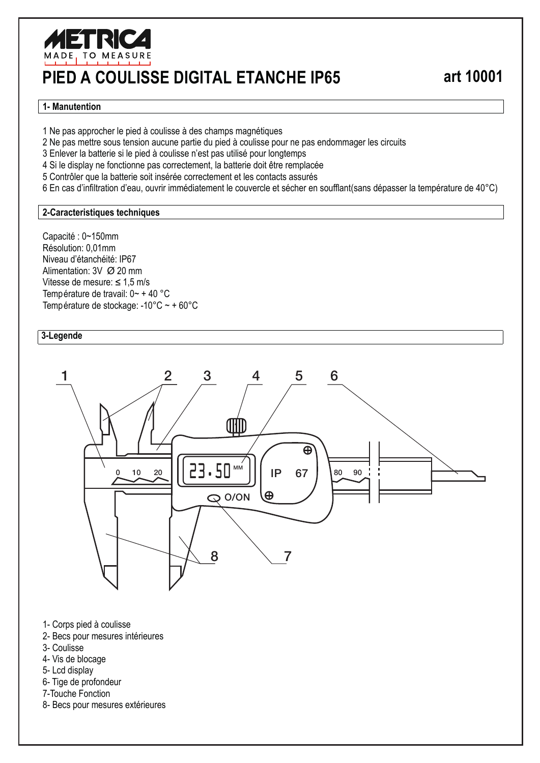METRICA
MADE TO MEASURE

# PIED A COULISSE DIGITAL ETANCHE IP65

**art 10001**

## 1- Manutention

1 Ne pas approcher le pied à coulisse à des champs magnétiques
2 Ne pas mettre sous tension aucune partie du pied à coulisse pour ne pas endommager les circuits
3 Enlever la batterie si le pied à coulisse n'est pas utilisé pour longtemps
4 Si le display ne fonctionne pas correctement, la batterie doit être remplacée
5 Contrôler que la batterie soit insérée correctement et les contacts assurés
6 En cas d'infiltration d'eau, ouvrir immédiatement le couvercle et sécher en soufflant(sans dépasser la température de 40°C)

## 2-Caracteristiques techniques

Capacité : 0~150mm
Résolution: 0,01mm
Niveau d'étanchéité: IP67
Alimentation: 3V Ø 20 mm
Vitesse de mesure: ≤ 1,5 m/s
Température de travail: 0~ + 40 °C
Température de stockage: -10°C ~ + 60°C

## 3-Legende

1- Corps pied à coulisse
2- Becs pour mesures intérieures
3- Coulisse
4- Vis de blocage
5- Lcd display
6- Tige de profondeur
7-Touche Fonction
8- Becs pour mesures extérieures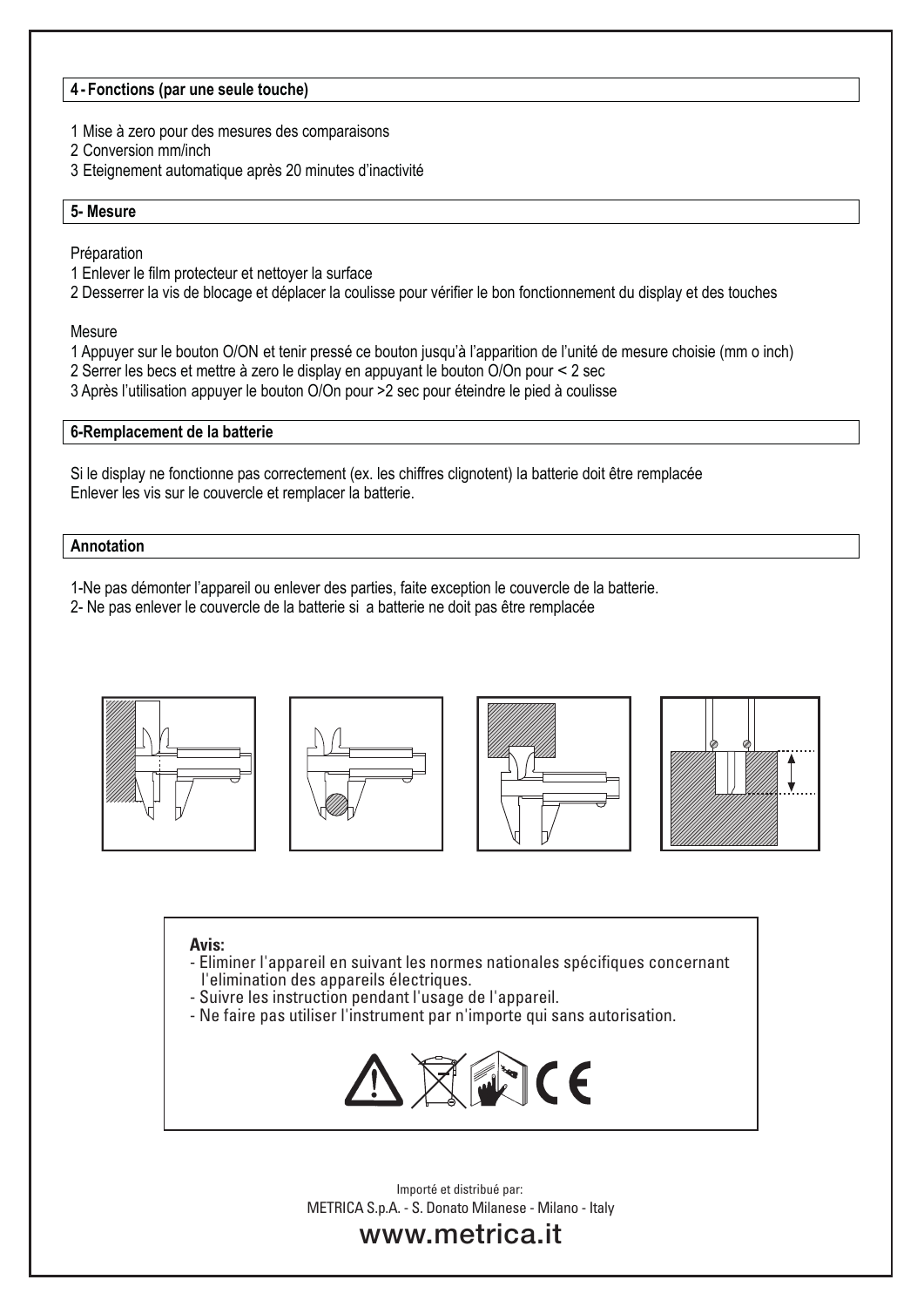## 4 - Fonctions (par une seule touche)

1 Mise à zero pour des mesures des comparaisons
2 Conversion mm/inch
3 Eteignement automatique après 20 minutes d'inactivité

## 5- Mesure

Préparation

1 Enlever le film protecteur et nettoyer la surface
2 Desserrer la vis de blocage et déplacer la coulisse pour vérifier le bon fonctionnement du display et des touches

Mesure

1 Appuyer sur le bouton O/ON et tenir pressé ce bouton jusqu'à l'apparition de l'unité de mesure choisie (mm o inch)
2 Serrer les becs et mettre à zero le display en appuyant le bouton O/On pour < 2 sec
3 Après l'utilisation appuyer le bouton O/On pour >2 sec pour éteindre le pied à coulisse

## 6-Remplacement de la batterie

Si le display ne fonctionne pas correctement (ex. les chiffres clignotent) la batterie doit être remplacée
Enlever les vis sur le couvercle et remplacer la batterie.

## Annotation

1-Ne pas démonter l'appareil ou enlever des parties, faite exception le couvercle de la batterie.
2- Ne pas enlever le couvercle de la batterie si a batterie ne doit pas être remplacée

**Avis:**

- Eliminer l'appareil en suivant les normes nationales spécifiques concernant l'elimination des appareils électriques.
- Suivre les instruction pendant l'usage de l'appareil.
- Ne faire pas utiliser l'instrument par n'importe qui sans autorisation.

Importé et distribué par:
METRICA S.p.A. - S. Donato Milanese - Milano - Italy

**www.metrica.it**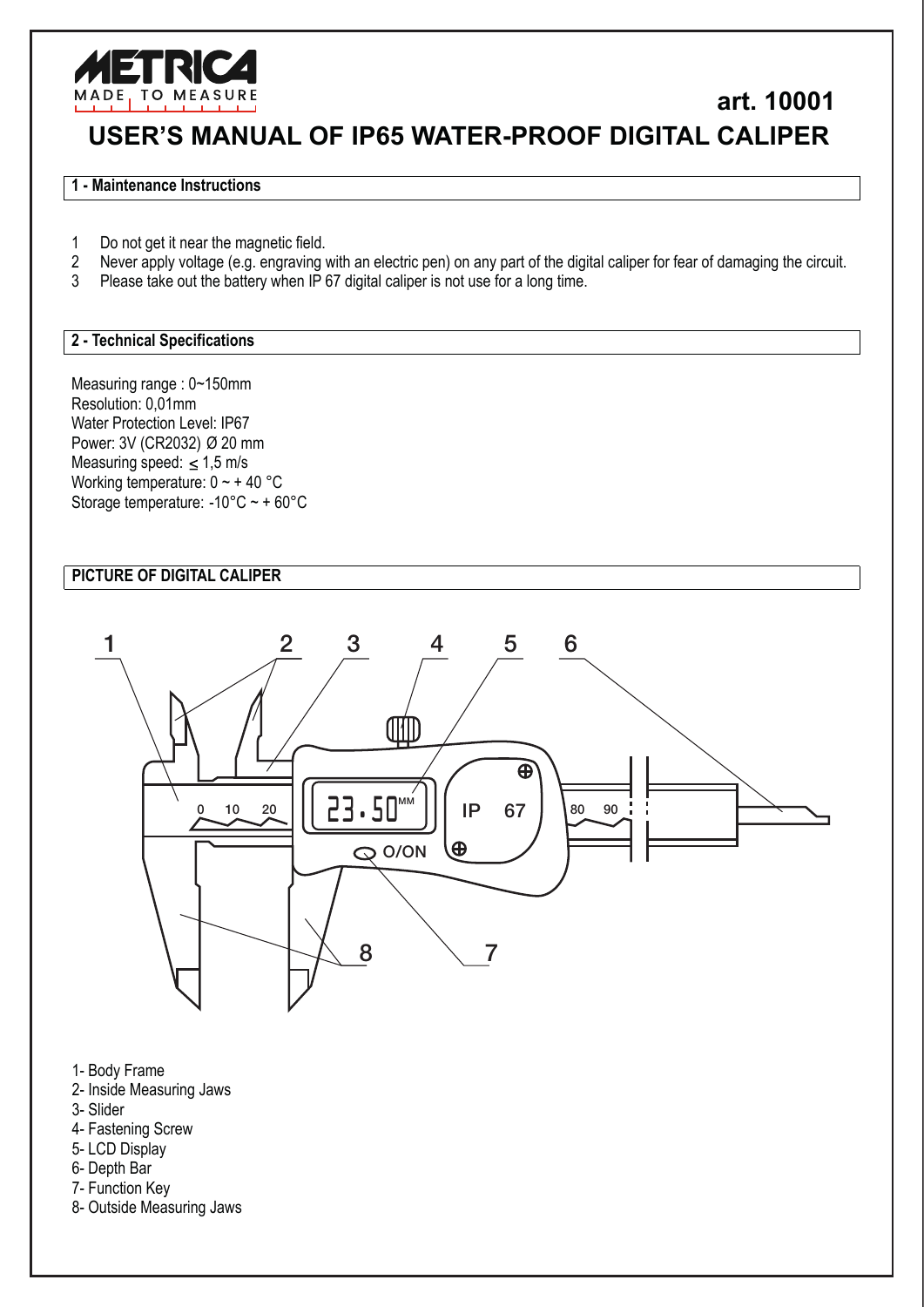METRICA
MADE TO MEASURE

**art. 10001**

# USER'S MANUAL OF IP65 WATER-PROOF DIGITAL CALIPER

## 1 - Maintenance Instructions

1. Do not get it near the magnetic field.
2. Never apply voltage (e.g. engraving with an electric pen) on any part of the digital caliper for fear of damaging the circuit.
3. Please take out the battery when IP 67 digital caliper is not use for a long time.

## 2 - Technical Specifications

Measuring range : 0~150mm
Resolution: 0,01mm
Water Protection Level: IP67
Power: 3V (CR2032) Ø 20 mm
Measuring speed: ≤ 1,5 m/s
Working temperature: 0 ~ + 40 °C
Storage temperature: -10°C ~ + 60°C

## PICTURE OF DIGITAL CALIPER

1- Body Frame
2- Inside Measuring Jaws
3- Slider
4- Fastening Screw
5- LCD Display
6- Depth Bar
7- Function Key
8- Outside Measuring Jaws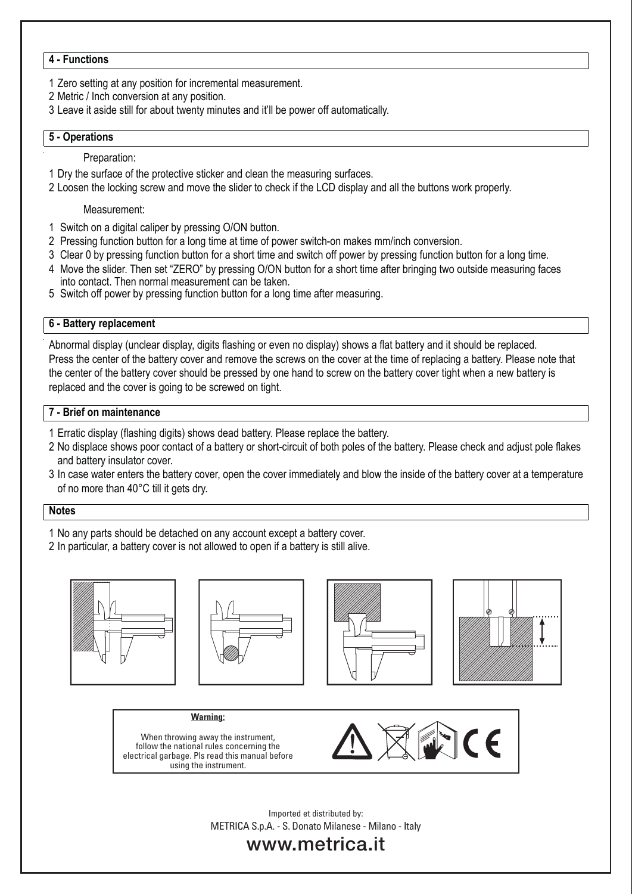## 4 - Functions

1 Zero setting at any position for incremental measurement.
2 Metric / Inch conversion at any position.
3 Leave it aside still for about twenty minutes and it'll be power off automatically.

## 5 - Operations

Preparation:

1 Dry the surface of the protective sticker and clean the measuring surfaces.
2 Loosen the locking screw and move the slider to check if the LCD display and all the buttons work properly.

Measurement:

1 Switch on a digital caliper by pressing O/ON button.
2 Pressing function button for a long time at time of power switch-on makes mm/inch conversion.
3 Clear 0 by pressing function button for a short time and switch off power by pressing function button for a long time.
4 Move the slider. Then set "ZERO" by pressing O/ON button for a short time after bringing two outside measuring faces into contact. Then normal measurement can be taken.
5 Switch off power by pressing function button for a long time after measuring.

## 6 - Battery replacement

Abnormal display (unclear display, digits flashing or even no display) shows a flat battery and it should be replaced. Press the center of the battery cover and remove the screws on the cover at the time of replacing a battery. Please note that the center of the battery cover should be pressed by one hand to screw on the battery cover tight when a new battery is replaced and the cover is going to be screwed on tight.

## 7 - Brief on maintenance

1 Erratic display (flashing digits) shows dead battery. Please replace the battery.
2 No displace shows poor contact of a battery or short-circuit of both poles of the battery. Please check and adjust pole flakes and battery insulator cover.
3 In case water enters the battery cover, open the cover immediately and blow the inside of the battery cover at a temperature of no more than 40°C till it gets dry.

## Notes

1 No any parts should be detached on any account except a battery cover.
2 In particular, a battery cover is not allowed to open if a battery is still alive.

**Warning:**

When throwing away the instrument, follow the national rules concerning the electrical garbage. Pls read this manual before using the instrument.

Imported et distributed by:
METRICA S.p.A. - S. Donato Milanese - Milano - Italy

**www.metrica.it**